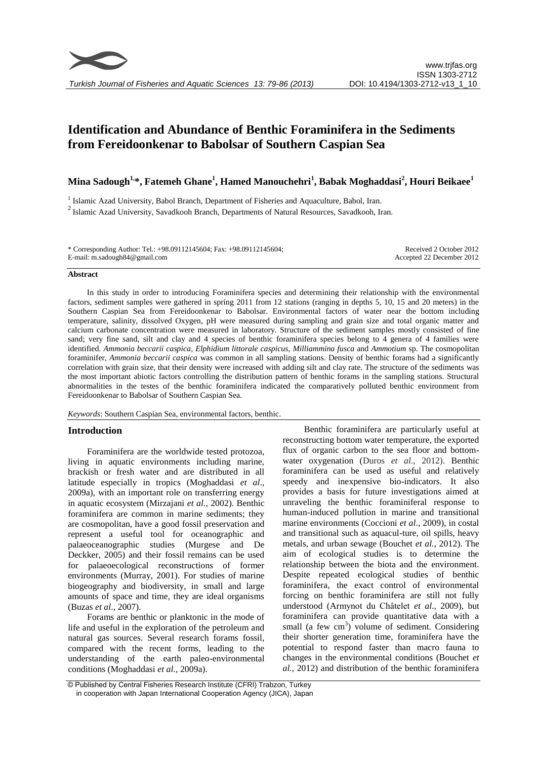# Identification and Abundance of Benthic Foraminifera in the Sediments from Fereidoonkenar to Babolsar of Southern Caspian Sea

**Mina Sadough[1,]\*, Fatemeh Ghane[1], Hamed Manouchehri[1], Babak Moghaddasi[2], Houri Beikaee[1]**

[1] Islamic Azad University, Babol Branch, Department of Fisheries and Aquaculture, Babol, Iran.

[2] Islamic Azad University, Savadkooh Branch, Departments of Natural Resources, Savadkooh, Iran.

\* Corresponding Author: Tel.: +98.09112145604; Fax: +98.09112145604;
E-mail: m.sadough84@gmail.com

Received 2 October 2012
Accepted 22 December 2012

### Abstract

In this study in order to introducing Foraminifera species and determining their relationship with the environmental factors, sediment samples were gathered in spring 2011 from 12 stations (ranging in depths 5, 10, 15 and 20 meters) in the Southern Caspian Sea from Fereidoonkenar to Babolsar. Environmental factors of water near the bottom including temperature, salinity, dissolved Oxygen, pH were measured during sampling and grain size and total organic matter and calcium carbonate concentration were measured in laboratory. Structure of the sediment samples mostly consisted of fine sand; very fine sand, silt and clay and 4 species of benthic foraminifera species belong to 4 genera of 4 families were identified. *Ammonia beccarii caspica*, *Elphidium littorale caspicus*, *Milliammina fusca* and *Ammotium* sp. The cosmopolitan foraminifer, *Ammonia beccarii caspica* was common in all sampling stations. Density of benthic forams had a significantly correlation with grain size, that their density were increased with adding silt and clay rate. The structure of the sediments was the most important abiotic factors controlling the distribution pattern of benthic forams in the sampling stations. Structural abnormalities in the testes of the benthic foraminifera indicated the comparatively polluted benthic environment from Fereidoonkenar to Babolsar of Southern Caspian Sea.

*Keywords*: Southern Caspian Sea, environmental factors, benthic.

## Introduction

Foraminifera are the worldwide tested protozoa, living in aquatic environments including marine, brackish or fresh water and are distributed in all latitude especially in tropics (Moghaddasi *et al*., 2009a), with an important role on transferring energy in aquatic ecosystem (Mirzajani *et al.*, 2002). Benthic foraminifera are common in marine sediments; they are cosmopolitan, have a good fossil preservation and represent a useful tool for oceanographic and palaeoceanographic studies (Murgese and De Deckker, 2005) and their fossil remains can be used for palaeoecological reconstructions of former environments (Murray, 2001). For studies of marine biogeography and biodiversity, in small and large amounts of space and time, they are ideal organisms (Buzas *et al*., 2007).

Forams are benthic or planktonic in the mode of life and useful in the exploration of the petroleum and natural gas sources. Several research forams fossil, compared with the recent forms, leading to the understanding of the earth paleo-environmental conditions (Moghaddasi *et al.*, 2009a).

Benthic foraminifera are particularly useful at reconstructing bottom water temperature, the exported flux of organic carbon to the sea floor and bottom-water oxygenation (Duros *et al*., 2012). Benthic foraminifera can be used as useful and relatively speedy and inexpensive bio-indicators. It also provides a basis for future investigations aimed at unraveling the benthic foraminiferal response to human-induced pollution in marine and transitional marine environments (Coccioni *et al*., 2009), in costal and transitional such as aquacul-ture, oil spills, heavy metals, and urban sewage (Bouchet *et al.*, 2012). The aim of ecological studies is to determine the relationship between the biota and the environment. Despite repeated ecological studies of benthic foraminifera, the exact control of environmental forcing on benthic foraminifera are still not fully understood (Armynot du Châtelet *et al*., 2009), but foraminifera can provide quantitative data with a small (a few $cm^3$) volume of sediment. Considering their shorter generation time, foraminifera have the potential to respond faster than macro fauna to changes in the environmental conditions (Bouchet *et al.*, 2012) and distribution of the benthic foraminifera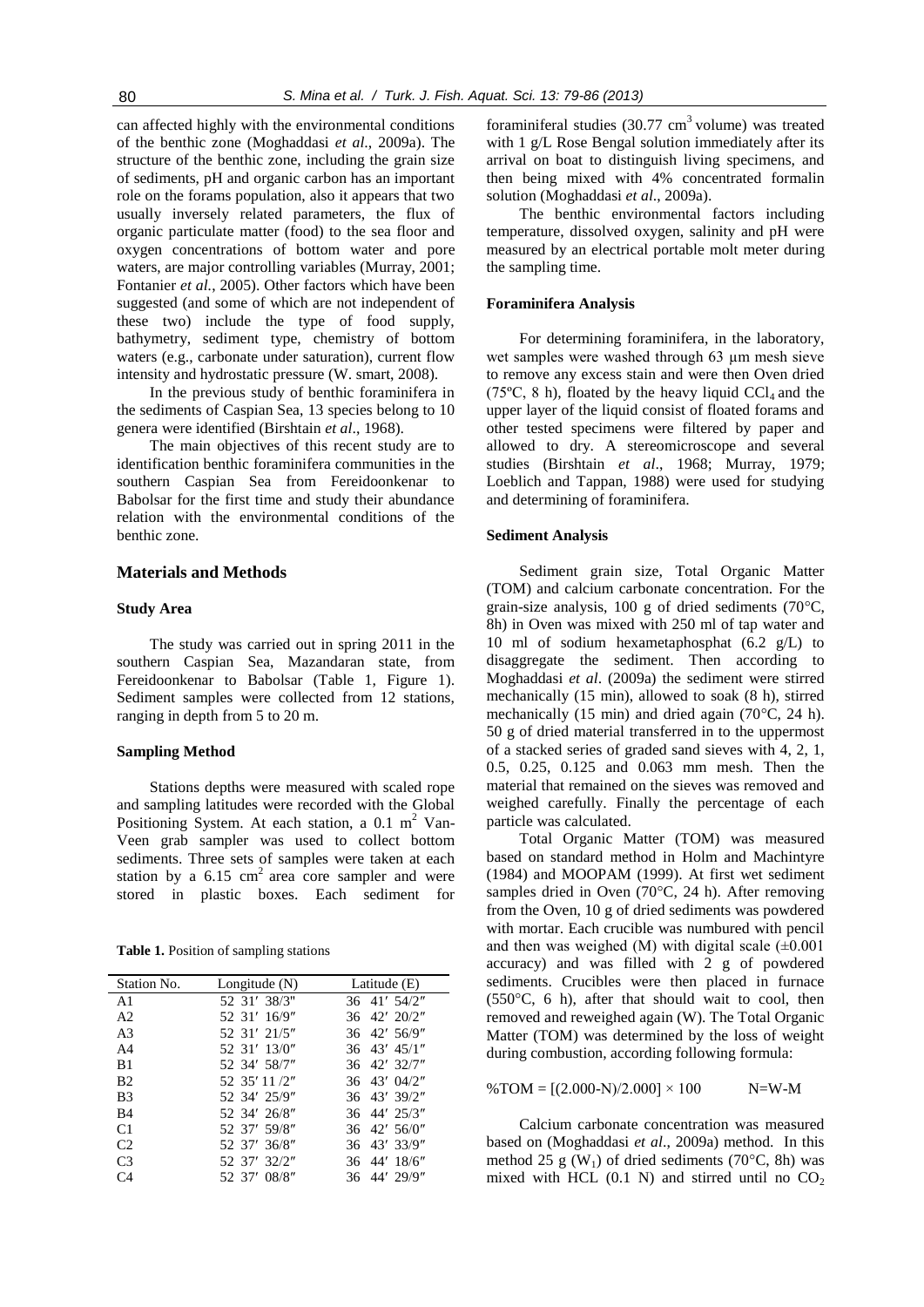can affected highly with the environmental conditions of the benthic zone (Moghaddasi *et al*., 2009a). The structure of the benthic zone, including the grain size of sediments, pH and organic carbon has an important role on the forams population, also it appears that two usually inversely related parameters, the flux of organic particulate matter (food) to the sea floor and oxygen concentrations of bottom water and pore waters, are major controlling variables (Murray, 2001; Fontanier *et al*., 2005). Other factors which have been suggested (and some of which are not independent of these two) include the type of food supply, bathymetry, sediment type, chemistry of bottom waters (e.g., carbonate under saturation), current flow intensity and hydrostatic pressure (W. smart, 2008).

In the previous study of benthic foraminifera in the sediments of Caspian Sea, 13 species belong to 10 genera were identified (Birshtain *et al*., 1968).

The main objectives of this recent study are to identification benthic foraminifera communities in the southern Caspian Sea from Fereidoonkenar to Babolsar for the first time and study their abundance relation with the environmental conditions of the benthic zone.

## Materials and Methods

### Study Area

The study was carried out in spring 2011 in the southern Caspian Sea, Mazandaran state, from Fereidoonkenar to Babolsar (Table 1, Figure 1). Sediment samples were collected from 12 stations, ranging in depth from 5 to 20 m.

### Sampling Method

Stations depths were measured with scaled rope and sampling latitudes were recorded with the Global Positioning System. At each station, a 0.1 $m^2$ Van-Veen grab sampler was used to collect bottom sediments. Three sets of samples were taken at each station by a 6.15 $cm^2$ area core sampler and were stored in plastic boxes. Each sediment for foraminiferal studies (30.77 $cm^3$ volume) was treated with 1 g/L Rose Bengal solution immediately after its arrival on boat to distinguish living specimens, and then being mixed with 4% concentrated formalin solution (Moghaddasi *et al*., 2009a).

The benthic environmental factors including temperature, dissolved oxygen, salinity and pH were measured by an electrical portable molt meter during the sampling time.

**Table 1.** Position of sampling stations

| Station No. | Longitude (N) | Latitude (E) |
|---|---|---|
| A1 | 52 31′ 38/3″ | 36 41′ 54/2″ |
| A2 | 52 31′ 16/9″ | 36 42′ 20/2″ |
| A3 | 52 31′ 21/5″ | 36 42′ 56/9″ |
| A4 | 52 31′ 13/0″ | 36 43′ 45/1″ |
| B1 | 52 34′ 58/7″ | 36 42′ 32/7″ |
| B2 | 52 35′ 11 /2″ | 36 43′ 04/2″ |
| B3 | 52 34′ 25/9″ | 36 43′ 39/2″ |
| B4 | 52 34′ 26/8″ | 36 44′ 25/3″ |
| C1 | 52 37′ 59/8″ | 36 42′ 56/0″ |
| C2 | 52 37′ 36/8″ | 36 43′ 33/9″ |
| C3 | 52 37′ 32/2″ | 36 44′ 18/6″ |
| C4 | 52 37′ 08/8″ | 36 44′ 29/9″ |

### Foraminifera Analysis

For determining foraminifera, in the laboratory, wet samples were washed through 63 µm mesh sieve to remove any excess stain and were then Oven dried (75ºC, 8 h), floated by the heavy liquid $CCl_4$ and the upper layer of the liquid consist of floated forams and other tested specimens were filtered by paper and allowed to dry. A stereomicroscope and several studies (Birshtain *et al*., 1968; Murray, 1979; Loeblich and Tappan, 1988) were used for studying and determining of foraminifera.

### Sediment Analysis

Sediment grain size, Total Organic Matter (TOM) and calcium carbonate concentration. For the grain-size analysis, 100 g of dried sediments (70°C, 8h) in Oven was mixed with 250 ml of tap water and 10 ml of sodium hexametaphosphat (6.2 g/L) to disaggregate the sediment. Then according to Moghaddasi *et al*. (2009a) the sediment were stirred mechanically (15 min), allowed to soak (8 h), stirred mechanically (15 min) and dried again (70°C, 24 h). 50 g of dried material transferred in to the uppermost of a stacked series of graded sand sieves with 4, 2, 1, 0.5, 0.25, 0.125 and 0.063 mm mesh. Then the material that remained on the sieves was removed and weighed carefully. Finally the percentage of each particle was calculated.

Total Organic Matter (TOM) was measured based on standard method in Holm and Machintyre (1984) and MOOPAM (1999). At first wet sediment samples dried in Oven (70°C, 24 h). After removing from the Oven, 10 g of dried sediments was powdered with mortar. Each crucible was numbured with pencil and then was weighed (M) with digital scale (±0.001 accuracy) and was filled with 2 g of powdered sediments. Crucibles were then placed in furnace (550°C, 6 h), after that should wait to cool, then removed and reweighed again (W). The Total Organic Matter (TOM) was determined by the loss of weight during combustion, according following formula:

$$\%TOM = [(2.000\text{-}N)/2.000] \times 100 \qquad N = W\text{-}M$$

Calcium carbonate concentration was measured based on (Moghaddasi *et al*., 2009a) method. In this method 25 g ($W_1$) of dried sediments (70°C, 8h) was mixed with HCL (0.1 N) and stirred until no $CO_2$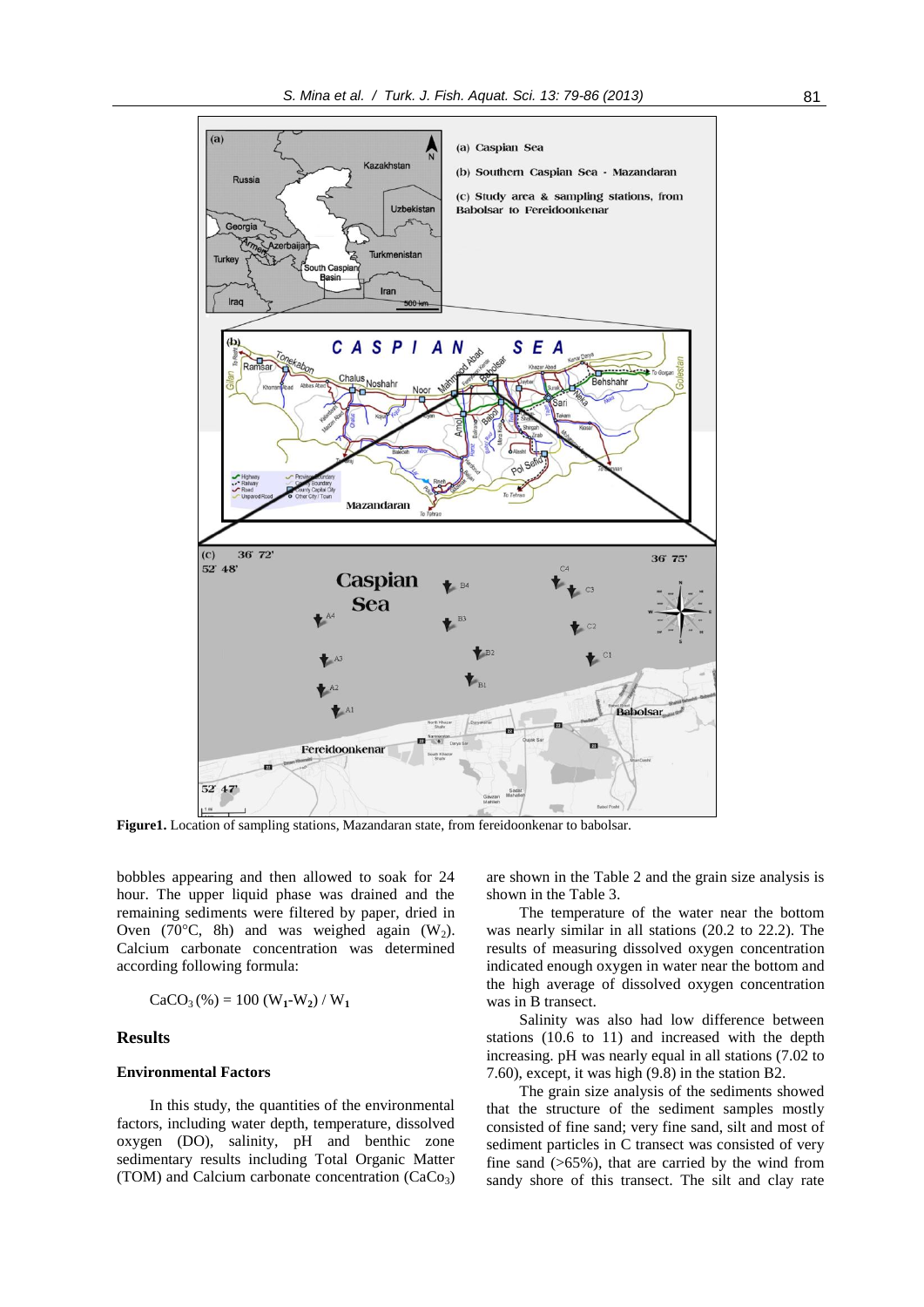**Figure1.** Location of sampling stations, Mazandaran state, from fereidoonkenar to babolsar.

bobbles appearing and then allowed to soak for 24 hour. The upper liquid phase was drained and the remaining sediments were filtered by paper, dried in Oven (70°C, 8h) and was weighed again ($W_2$). Calcium carbonate concentration was determined according following formula:

$$CaCO_3\,(\%) = 100\,(W_1-W_2)\,/\,W_1$$

## Results

### Environmental Factors

In this study, the quantities of the environmental factors, including water depth, temperature, dissolved oxygen (DO), salinity, pH and benthic zone sedimentary results including Total Organic Matter (TOM) and Calcium carbonate concentration ($CaCo_3$) are shown in the Table 2 and the grain size analysis is shown in the Table 3.

The temperature of the water near the bottom was nearly similar in all stations (20.2 to 22.2). The results of measuring dissolved oxygen concentration indicated enough oxygen in water near the bottom and the high average of dissolved oxygen concentration was in B transect.

Salinity was also had low difference between stations (10.6 to 11) and increased with the depth increasing. pH was nearly equal in all stations (7.02 to 7.60), except, it was high (9.8) in the station B2.

The grain size analysis of the sediments showed that the structure of the sediment samples mostly consisted of fine sand; very fine sand, silt and most of sediment particles in C transect was consisted of very fine sand (>65%), that are carried by the wind from sandy shore of this transect. The silt and clay rate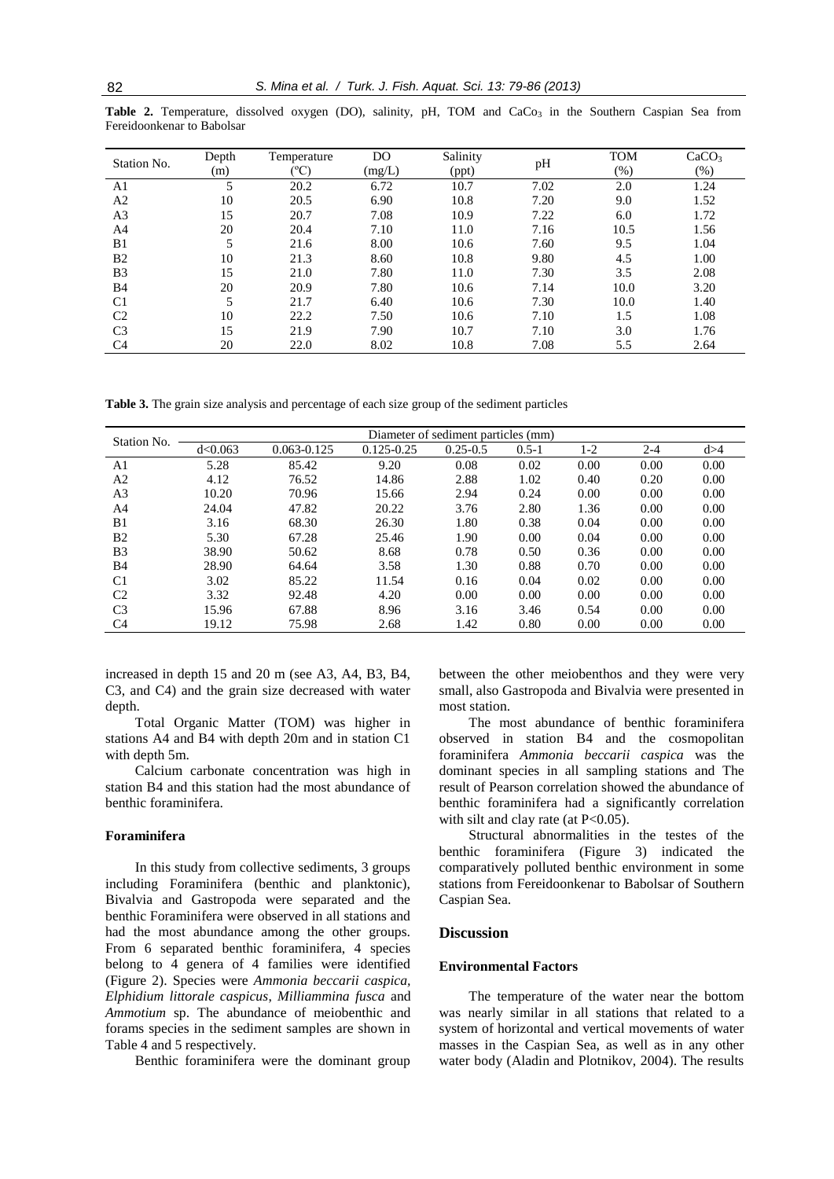**Table 2.** Temperature, dissolved oxygen (DO), salinity, pH, TOM and $CaCo_3$ in the Southern Caspian Sea from Fereidoonkenar to Babolsar

| Station No. | Depth (m) | Temperature (ºC) | DO (mg/L) | Salinity (ppt) | pH | TOM (%) | $CaCO_3$ (%) |
|---|---|---|---|---|---|---|---|
| A1 | 5 | 20.2 | 6.72 | 10.7 | 7.02 | 2.0 | 1.24 |
| A2 | 10 | 20.5 | 6.90 | 10.8 | 7.20 | 9.0 | 1.52 |
| A3 | 15 | 20.7 | 7.08 | 10.9 | 7.22 | 6.0 | 1.72 |
| A4 | 20 | 20.4 | 7.10 | 11.0 | 7.16 | 10.5 | 1.56 |
| B1 | 5 | 21.6 | 8.00 | 10.6 | 7.60 | 9.5 | 1.04 |
| B2 | 10 | 21.3 | 8.60 | 10.8 | 9.80 | 4.5 | 1.00 |
| B3 | 15 | 21.0 | 7.80 | 11.0 | 7.30 | 3.5 | 2.08 |
| B4 | 20 | 20.9 | 7.80 | 10.6 | 7.14 | 10.0 | 3.20 |
| C1 | 5 | 21.7 | 6.40 | 10.6 | 7.30 | 10.0 | 1.40 |
| C2 | 10 | 22.2 | 7.50 | 10.6 | 7.10 | 1.5 | 1.08 |
| C3 | 15 | 21.9 | 7.90 | 10.7 | 7.10 | 3.0 | 1.76 |
| C4 | 20 | 22.0 | 8.02 | 10.8 | 7.08 | 5.5 | 2.64 |

**Table 3.** The grain size analysis and percentage of each size group of the sediment particles

| Station No. | Diameter of sediment particles (mm) | | | | | | | |
|---|---|---|---|---|---|---|---|---|
| | d<0.063 | 0.063-0.125 | 0.125-0.25 | 0.25-0.5 | 0.5-1 | 1-2 | 2-4 | d>4 |
| A1 | 5.28 | 85.42 | 9.20 | 0.08 | 0.02 | 0.00 | 0.00 | 0.00 |
| A2 | 4.12 | 76.52 | 14.86 | 2.88 | 1.02 | 0.40 | 0.20 | 0.00 |
| A3 | 10.20 | 70.96 | 15.66 | 2.94 | 0.24 | 0.00 | 0.00 | 0.00 |
| A4 | 24.04 | 47.82 | 20.22 | 3.76 | 2.80 | 1.36 | 0.00 | 0.00 |
| B1 | 3.16 | 68.30 | 26.30 | 1.80 | 0.38 | 0.04 | 0.00 | 0.00 |
| B2 | 5.30 | 67.28 | 25.46 | 1.90 | 0.00 | 0.04 | 0.00 | 0.00 |
| B3 | 38.90 | 50.62 | 8.68 | 0.78 | 0.50 | 0.36 | 0.00 | 0.00 |
| B4 | 28.90 | 64.64 | 3.58 | 1.30 | 0.88 | 0.70 | 0.00 | 0.00 |
| C1 | 3.02 | 85.22 | 11.54 | 0.16 | 0.04 | 0.02 | 0.00 | 0.00 |
| C2 | 3.32 | 92.48 | 4.20 | 0.00 | 0.00 | 0.00 | 0.00 | 0.00 |
| C3 | 15.96 | 67.88 | 8.96 | 3.16 | 3.46 | 0.54 | 0.00 | 0.00 |
| C4 | 19.12 | 75.98 | 2.68 | 1.42 | 0.80 | 0.00 | 0.00 | 0.00 |

increased in depth 15 and 20 m (see A3, A4, B3, B4, C3, and C4) and the grain size decreased with water depth.

Total Organic Matter (TOM) was higher in stations A4 and B4 with depth 20m and in station C1 with depth 5m.

Calcium carbonate concentration was high in station B4 and this station had the most abundance of benthic foraminifera.

### Foraminifera

In this study from collective sediments, 3 groups including Foraminifera (benthic and planktonic), Bivalvia and Gastropoda were separated and the benthic Foraminifera were observed in all stations and had the most abundance among the other groups. From 6 separated benthic foraminifera, 4 species belong to 4 genera of 4 families were identified (Figure 2). Species were *Ammonia beccarii caspica, Elphidium littorale caspicus*, *Milliammina fusca* and *Ammotium* sp. The abundance of meiobenthic and forams species in the sediment samples are shown in Table 4 and 5 respectively.

Benthic foraminifera were the dominant group between the other meiobenthos and they were very small, also Gastropoda and Bivalvia were presented in most station.

The most abundance of benthic foraminifera observed in station B4 and the cosmopolitan foraminifera *Ammonia beccarii caspica* was the dominant species in all sampling stations and The result of Pearson correlation showed the abundance of benthic foraminifera had a significantly correlation with silt and clay rate (at $P<0.05$).

Structural abnormalities in the testes of the benthic foraminifera (Figure 3) indicated the comparatively polluted benthic environment in some stations from Fereidoonkenar to Babolsar of Southern Caspian Sea.

## Discussion

### Environmental Factors

The temperature of the water near the bottom was nearly similar in all stations that related to a system of horizontal and vertical movements of water masses in the Caspian Sea, as well as in any other water body (Aladin and Plotnikov, 2004). The results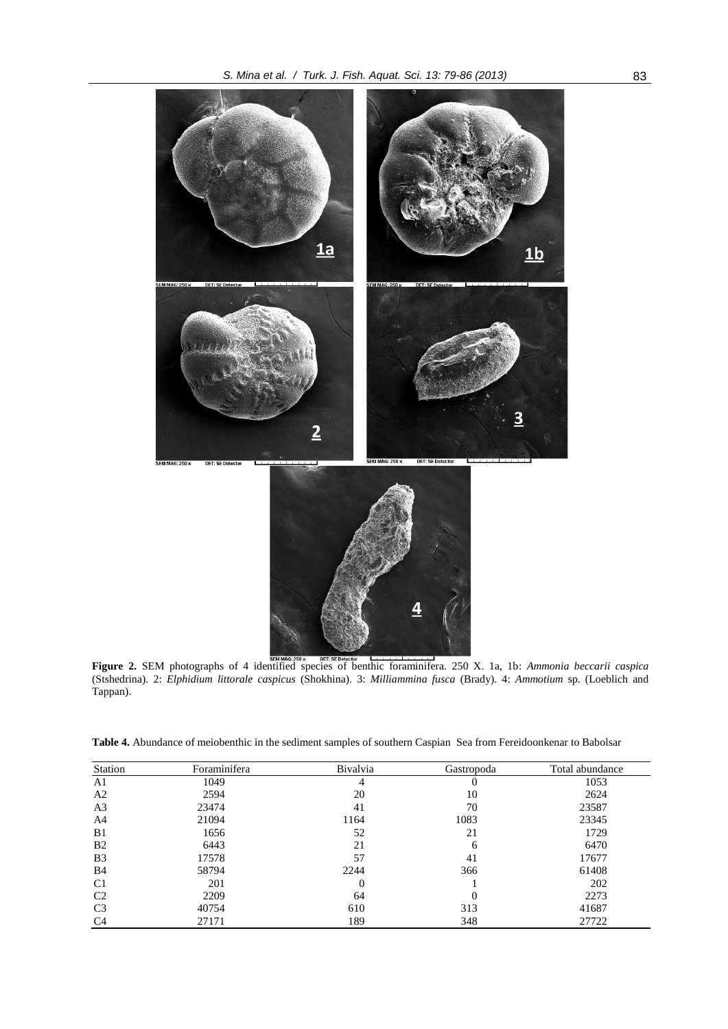**Figure 2.** SEM photographs of 4 identified species of benthic foraminifera. 250 X. 1a, 1b: *Ammonia beccarii caspica* (Stshedrina). 2: *Elphidium littorale caspicus* (Shokhina). 3: *Milliammina fusca* (Brady). 4: *Ammotium* sp. (Loeblich and Tappan).

**Table 4.** Abundance of meiobenthic in the sediment samples of southern Caspian Sea from Fereidoonkenar to Babolsar

| Station | Foraminifera | Bivalvia | Gastropoda | Total abundance |
|---|---|---|---|---|
| A1 | 1049 | 4 | 0 | 1053 |
| A2 | 2594 | 20 | 10 | 2624 |
| A3 | 23474 | 41 | 70 | 23587 |
| A4 | 21094 | 1164 | 1083 | 23345 |
| B1 | 1656 | 52 | 21 | 1729 |
| B2 | 6443 | 21 | 6 | 6470 |
| B3 | 17578 | 57 | 41 | 17677 |
| B4 | 58794 | 2244 | 366 | 61408 |
| C1 | 201 | 0 | 1 | 202 |
| C2 | 2209 | 64 | 0 | 2273 |
| C3 | 40754 | 610 | 313 | 41687 |
| C4 | 27171 | 189 | 348 | 27722 |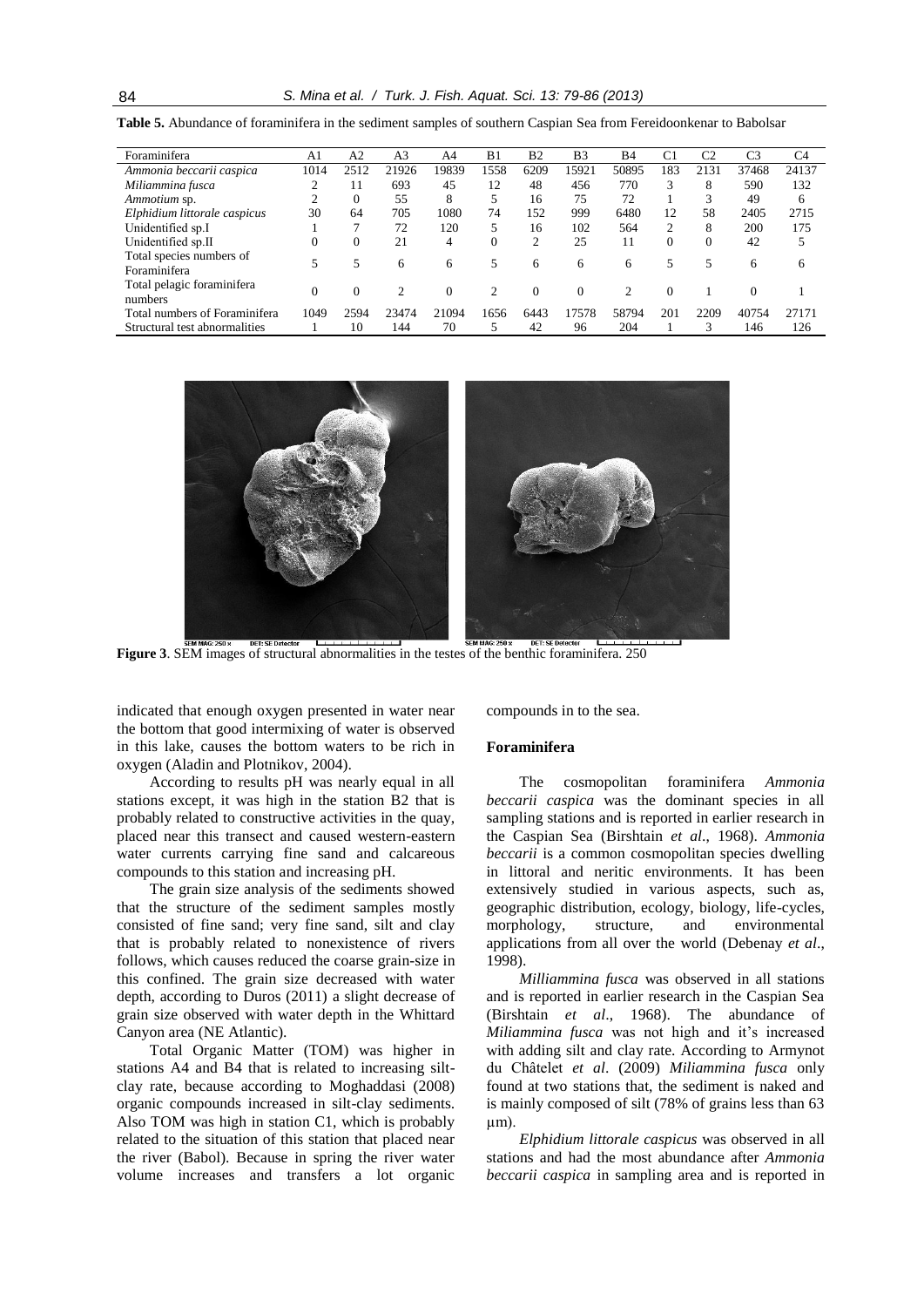**Table 5.** Abundance of foraminifera in the sediment samples of southern Caspian Sea from Fereidoonkenar to Babolsar

| Foraminifera | A1 | A2 | A3 | A4 | B1 | B2 | B3 | B4 | C1 | C2 | C3 | C4 |
|---|---|---|---|---|---|---|---|---|---|---|---|---|
| *Ammonia beccarii caspica* | 1014 | 2512 | 21926 | 19839 | 1558 | 6209 | 15921 | 50895 | 183 | 2131 | 37468 | 24137 |
| *Miliammina fusca* | 2 | 11 | 693 | 45 | 12 | 48 | 456 | 770 | 3 | 8 | 590 | 132 |
| *Ammotium* sp. | 2 | 0 | 55 | 8 | 5 | 16 | 75 | 72 | 1 | 3 | 49 | 6 |
| *Elphidium littorale caspicus* | 30 | 64 | 705 | 1080 | 74 | 152 | 999 | 6480 | 12 | 58 | 2405 | 2715 |
| Unidentified sp.I | 1 | 7 | 72 | 120 | 5 | 16 | 102 | 564 | 2 | 8 | 200 | 175 |
| Unidentified sp.II | 0 | 0 | 21 | 4 | 0 | 2 | 25 | 11 | 0 | 0 | 42 | 5 |
| Total species numbers of Foraminifera | 5 | 5 | 6 | 6 | 5 | 6 | 6 | 6 | 5 | 5 | 6 | 6 |
| Total pelagic foraminifera numbers | 0 | 0 | 2 | 0 | 2 | 0 | 0 | 2 | 0 | 1 | 0 | 1 |
| Total numbers of Foraminifera | 1049 | 2594 | 23474 | 21094 | 1656 | 6443 | 17578 | 58794 | 201 | 2209 | 40754 | 27171 |
| Structural test abnormalities | 1 | 10 | 144 | 70 | 5 | 42 | 96 | 204 | 1 | 3 | 146 | 126 |

**Figure 3**. SEM images of structural abnormalities in the testes of the benthic foraminifera. 250

indicated that enough oxygen presented in water near the bottom that good intermixing of water is observed in this lake, causes the bottom waters to be rich in oxygen (Aladin and Plotnikov, 2004).

According to results pH was nearly equal in all stations except, it was high in the station B2 that is probably related to constructive activities in the quay, placed near this transect and caused western-eastern water currents carrying fine sand and calcareous compounds to this station and increasing pH.

The grain size analysis of the sediments showed that the structure of the sediment samples mostly consisted of fine sand; very fine sand, silt and clay that is probably related to nonexistence of rivers follows, which causes reduced the coarse grain-size in this confined. The grain size decreased with water depth, according to Duros (2011) a slight decrease of grain size observed with water depth in the Whittard Canyon area (NE Atlantic).

Total Organic Matter (TOM) was higher in stations A4 and B4 that is related to increasing silt-clay rate, because according to Moghaddasi (2008) organic compounds increased in silt-clay sediments. Also TOM was high in station C1, which is probably related to the situation of this station that placed near the river (Babol). Because in spring the river water volume increases and transfers a lot organic compounds in to the sea.

### Foraminifera

The cosmopolitan foraminifera *Ammonia beccarii caspica* was the dominant species in all sampling stations and is reported in earlier research in the Caspian Sea (Birshtain *et al*., 1968). *Ammonia beccarii* is a common cosmopolitan species dwelling in littoral and neritic environments. It has been extensively studied in various aspects, such as, geographic distribution, ecology, biology, life-cycles, morphology, structure, and environmental applications from all over the world (Debenay *et al*., 1998).

*Milliammina fusca* was observed in all stations and is reported in earlier research in the Caspian Sea (Birshtain *et al*., 1968). The abundance of *Miliammina fusca* was not high and it's increased with adding silt and clay rate. According to Armynot du Châtelet *et al*. (2009) *Miliammina fusca* only found at two stations that, the sediment is naked and is mainly composed of silt (78% of grains less than 63 µm).

*Elphidium littorale caspicus* was observed in all stations and had the most abundance after *Ammonia beccarii caspica* in sampling area and is reported in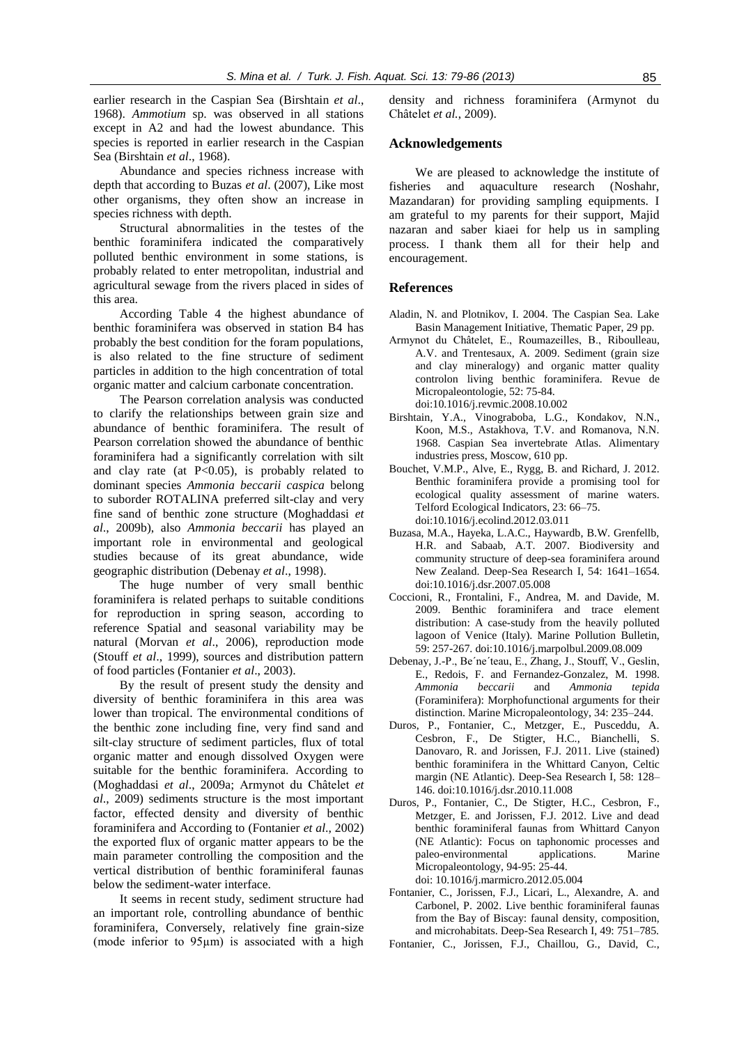earlier research in the Caspian Sea (Birshtain *et al*., 1968). *Ammotium* sp. was observed in all stations except in A2 and had the lowest abundance. This species is reported in earlier research in the Caspian Sea (Birshtain *et al*., 1968).

Abundance and species richness increase with depth that according to Buzas *et al*. (2007), Like most other organisms, they often show an increase in species richness with depth.

Structural abnormalities in the testes of the benthic foraminifera indicated the comparatively polluted benthic environment in some stations, is probably related to enter metropolitan, industrial and agricultural sewage from the rivers placed in sides of this area.

According Table 4 the highest abundance of benthic foraminifera was observed in station B4 has probably the best condition for the foram populations, is also related to the fine structure of sediment particles in addition to the high concentration of total organic matter and calcium carbonate concentration.

The Pearson correlation analysis was conducted to clarify the relationships between grain size and abundance of benthic foraminifera. The result of Pearson correlation showed the abundance of benthic foraminifera had a significantly correlation with silt and clay rate (at $P<0.05$), is probably related to dominant species *Ammonia beccarii caspica* belong to suborder ROTALINA preferred silt-clay and very fine sand of benthic zone structure (Moghaddasi *et al*., 2009b), also *Ammonia beccarii* has played an important role in environmental and geological studies because of its great abundance, wide geographic distribution (Debenay *et al*., 1998).

The huge number of very small benthic foraminifera is related perhaps to suitable conditions for reproduction in spring season, according to reference Spatial and seasonal variability may be natural (Morvan *et al*., 2006), reproduction mode (Stouff *et al*., 1999), sources and distribution pattern of food particles (Fontanier *et al*., 2003).

By the result of present study the density and diversity of benthic foraminifera in this area was lower than tropical. The environmental conditions of the benthic zone including fine, very find sand and silt-clay structure of sediment particles, flux of total organic matter and enough dissolved Oxygen were suitable for the benthic foraminifera. According to (Moghaddasi *et al*., 2009a; Armynot du Châtelet *et al*., 2009) sediments structure is the most important factor, effected density and diversity of benthic foraminifera and According to (Fontanier *et al*., 2002) the exported flux of organic matter appears to be the main parameter controlling the composition and the vertical distribution of benthic foraminiferal faunas below the sediment-water interface.

It seems in recent study, sediment structure had an important role, controlling abundance of benthic foraminifera, Conversely, relatively fine grain-size (mode inferior to 95µm) is associated with a high density and richness foraminifera (Armynot du Châtelet *et al.*, 2009).

## Acknowledgements

We are pleased to acknowledge the institute of fisheries and aquaculture research (Noshahr, Mazandaran) for providing sampling equipments. I am grateful to my parents for their support, Majid nazaran and saber kiaei for help us in sampling process. I thank them all for their help and encouragement.

## References

Aladin, N. and Plotnikov, I. 2004. The Caspian Sea. Lake Basin Management Initiative, Thematic Paper, 29 pp.

Armynot du Châtelet, E., Roumazeilles, B., Riboulleau, A.V. and Trentesaux, A. 2009. Sediment (grain size and clay mineralogy) and organic matter quality controlon living benthic foraminifera. Revue de Micropaleontologie, 52: 75-84. doi:10.1016/j.revmic.2008.10.002

Birshtain, Y.A., Vinograboba, L.G., Kondakov, N.N., Koon, M.S., Astakhova, T.V. and Romanova, N.N. 1968. Caspian Sea invertebrate Atlas. Alimentary industries press, Moscow, 610 pp.

Bouchet, V.M.P., Alve, E., Rygg, B. and Richard, J. 2012. Benthic foraminifera provide a promising tool for ecological quality assessment of marine waters. Telford Ecological Indicators, 23: 66–75. doi:10.1016/j.ecolind.2012.03.011

Buzasa, M.A., Hayeka, L.A.C., Haywardb, B.W. Grenfellb, H.R. and Sabaab, A.T. 2007. Biodiversity and community structure of deep-sea foraminifera around New Zealand. Deep-Sea Research I, 54: 1641–1654. doi:10.1016/j.dsr.2007.05.008

Coccioni, R., Frontalini, F., Andrea, M. and Davide, M. 2009. Benthic foraminifera and trace element distribution: A case-study from the heavily polluted lagoon of Venice (Italy). Marine Pollution Bulletin, 59: 257-267. doi:10.1016/j.marpolbul.2009.08.009

Debenay, J.-P., Be´ne´teau, E., Zhang, J., Stouff, V., Geslin, E., Redois, F. and Fernandez-Gonzalez, M. 1998. *Ammonia beccarii* and *Ammonia tepida* (Foraminifera): Morphofunctional arguments for their distinction. Marine Micropaleontology, 34: 235–244.

Duros, P., Fontanier, C., Metzger, E., Pusceddu, A. Cesbron, F., De Stigter, H.C., Bianchelli, S. Danovaro, R. and Jorissen, F.J. 2011. Live (stained) benthic foraminifera in the Whittard Canyon, Celtic margin (NE Atlantic). Deep-Sea Research I, 58: 128–146. doi:10.1016/j.dsr.2010.11.008

Duros, P., Fontanier, C., De Stigter, H.C., Cesbron, F., Metzger, E. and Jorissen, F.J. 2012. Live and dead benthic foraminiferal faunas from Whittard Canyon (NE Atlantic): Focus on taphonomic processes and paleo-environmental applications. Marine Micropaleontology, 94-95: 25-44. doi: 10.1016/j.marmicro.2012.05.004

Fontanier, C., Jorissen, F.J., Licari, L., Alexandre, A. and Carbonel, P. 2002. Live benthic foraminiferal faunas from the Bay of Biscay: faunal density, composition, and microhabitats. Deep-Sea Research I, 49: 751–785.

Fontanier, C., Jorissen, F.J., Chaillou, G., David, C.,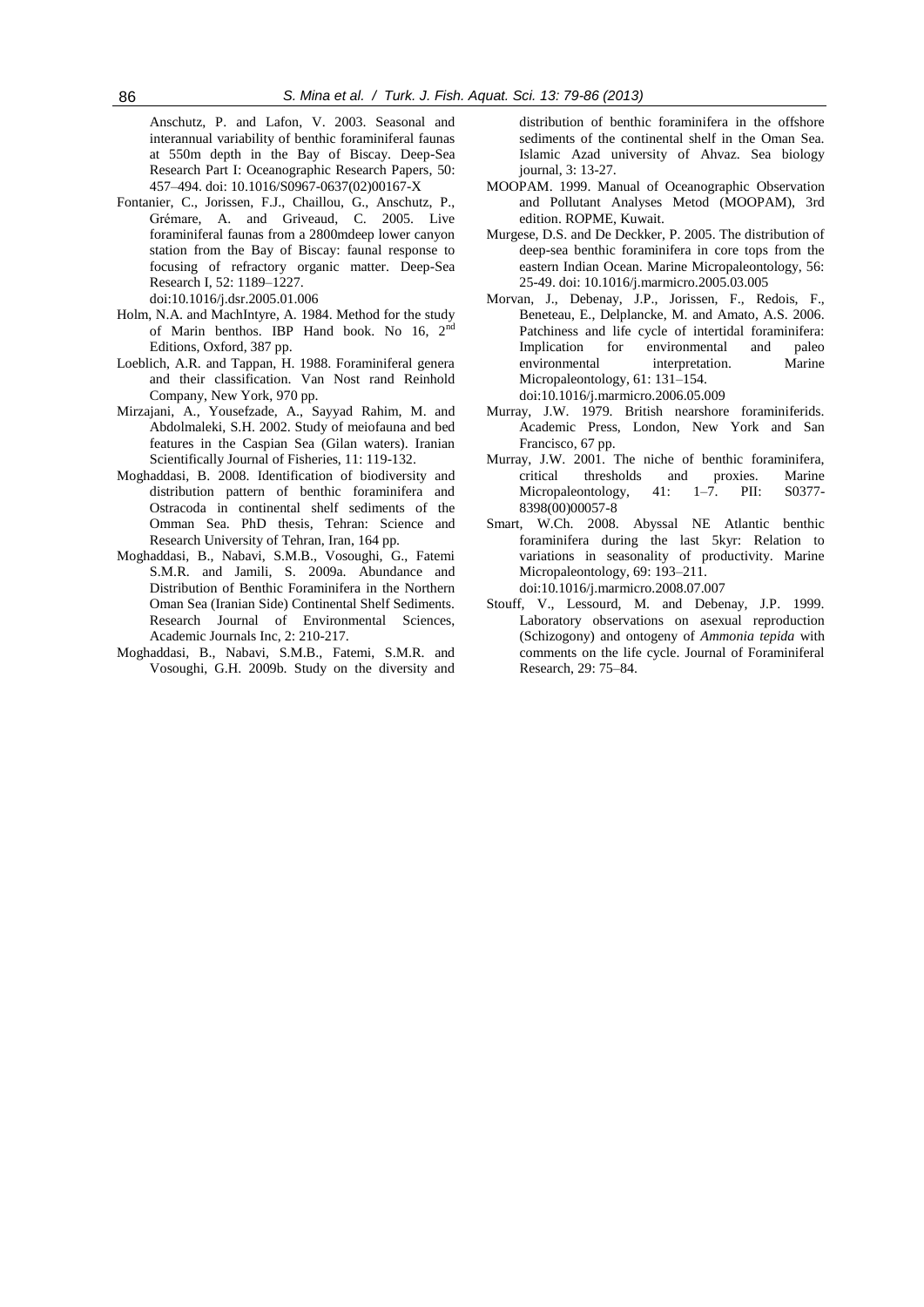Anschutz, P. and Lafon, V. 2003. Seasonal and interannual variability of benthic foraminiferal faunas at 550m depth in the Bay of Biscay. Deep-Sea Research Part I: Oceanographic Research Papers, 50: 457–494. doi: 10.1016/S0967-0637(02)00167-X

Fontanier, C., Jorissen, F.J., Chaillou, G., Anschutz, P., Grémare, A. and Griveaud, C. 2005. Live foraminiferal faunas from a 2800mdeep lower canyon station from the Bay of Biscay: faunal response to focusing of refractory organic matter. Deep-Sea Research I, 52: 1189–1227. doi:10.1016/j.dsr.2005.01.006

Holm, N.A. and MachIntyre, A. 1984. Method for the study of Marin benthos. IBP Hand book. No 16, 2nd Editions, Oxford, 387 pp.

Loeblich, A.R. and Tappan, H. 1988. Foraminiferal genera and their classification. Van Nost rand Reinhold Company, New York, 970 pp.

Mirzajani, A., Yousefzade, A., Sayyad Rahim, M. and Abdolmaleki, S.H. 2002. Study of meiofauna and bed features in the Caspian Sea (Gilan waters). Iranian Scientifically Journal of Fisheries, 11: 119-132.

Moghaddasi, B. 2008. Identification of biodiversity and distribution pattern of benthic foraminifera and Ostracoda in continental shelf sediments of the Omman Sea. PhD thesis, Tehran: Science and Research University of Tehran, Iran, 164 pp.

Moghaddasi, B., Nabavi, S.M.B., Vosoughi, G., Fatemi S.M.R. and Jamili, S. 2009a. Abundance and Distribution of Benthic Foraminifera in the Northern Oman Sea (Iranian Side) Continental Shelf Sediments. Research Journal of Environmental Sciences, Academic Journals Inc, 2: 210-217.

Moghaddasi, B., Nabavi, S.M.B., Fatemi, S.M.R. and Vosoughi, G.H. 2009b. Study on the diversity and distribution of benthic foraminifera in the offshore sediments of the continental shelf in the Oman Sea. Islamic Azad university of Ahvaz. Sea biology journal, 3: 13-27.

MOOPAM. 1999. Manual of Oceanographic Observation and Pollutant Analyses Metod (MOOPAM), 3rd edition. ROPME, Kuwait.

Murgese, D.S. and De Deckker, P. 2005. The distribution of deep-sea benthic foraminifera in core tops from the eastern Indian Ocean. Marine Micropaleontology, 56: 25-49. doi: 10.1016/j.marmicro.2005.03.005

Morvan, J., Debenay, J.P., Jorissen, F., Redois, F., Beneteau, E., Delplancke, M. and Amato, A.S. 2006. Patchiness and life cycle of intertidal foraminifera: Implication for environmental and paleo environmental interpretation. Marine Micropaleontology, 61: 131–154. doi:10.1016/j.marmicro.2006.05.009

Murray, J.W. 1979. British nearshore foraminiferids. Academic Press, London, New York and San Francisco, 67 pp.

Murray, J.W. 2001. The niche of benthic foraminifera, critical thresholds and proxies. Marine Micropaleontology, 41: 1–7. PII: S0377-8398(00)00057-8

Smart, W.Ch. 2008. Abyssal NE Atlantic benthic foraminifera during the last 5kyr: Relation to variations in seasonality of productivity. Marine Micropaleontology, 69: 193–211. doi:10.1016/j.marmicro.2008.07.007

Stouff, V., Lessourd, M. and Debenay, J.P. 1999. Laboratory observations on asexual reproduction (Schizogony) and ontogeny of *Ammonia tepida* with comments on the life cycle. Journal of Foraminiferal Research, 29: 75–84.